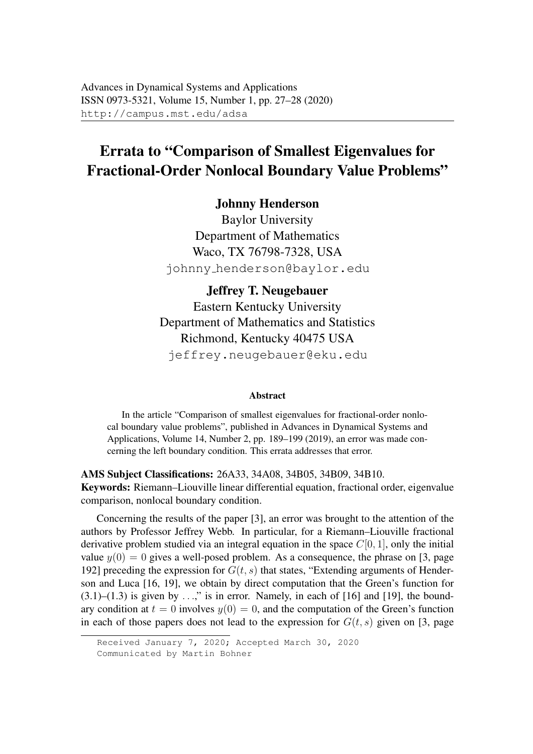Advances in Dynamical Systems and Applications
ISSN 0973-5321, Volume 15, Number 1, pp. 27–28 (2020)
http://campus.mst.edu/adsa

# Errata to "Comparison of Smallest Eigenvalues for Fractional-Order Nonlocal Boundary Value Problems"

**Johnny Henderson**
Baylor University
Department of Mathematics
Waco, TX 76798-7328, USA
johnny_henderson@baylor.edu

**Jeffrey T. Neugebauer**
Eastern Kentucky University
Department of Mathematics and Statistics
Richmond, Kentucky 40475 USA
jeffrey.neugebauer@eku.edu

### Abstract

In the article "Comparison of smallest eigenvalues for fractional-order nonlocal boundary value problems", published in Advances in Dynamical Systems and Applications, Volume 14, Number 2, pp. 189–199 (2019), an error was made concerning the left boundary condition. This errata addresses that error.

**AMS Subject Classifications:** 26A33, 34A08, 34B05, 34B09, 34B10.
**Keywords:** Riemann–Liouville linear differential equation, fractional order, eigenvalue comparison, nonlocal boundary condition.

Concerning the results of the paper [3], an error was brought to the attention of the authors by Professor Jeffrey Webb. In particular, for a Riemann–Liouville fractional derivative problem studied via an integral equation in the space $C[0, 1]$, only the initial value $y(0) = 0$ gives a well-posed problem. As a consequence, the phrase on [3, page 192] preceding the expression for $G(t, s)$ that states, "Extending arguments of Henderson and Luca [16, 19], we obtain by direct computation that the Green's function for (3.1)–(1.3) is given by $\ldots$," is in error. Namely, in each of [16] and [19], the boundary condition at $t = 0$ involves $y(0) = 0$, and the computation of the Green's function in each of those papers does not lead to the expression for $G(t, s)$ given on [3, page

Received January 7, 2020; Accepted March 30, 2020
Communicated by Martin Bohner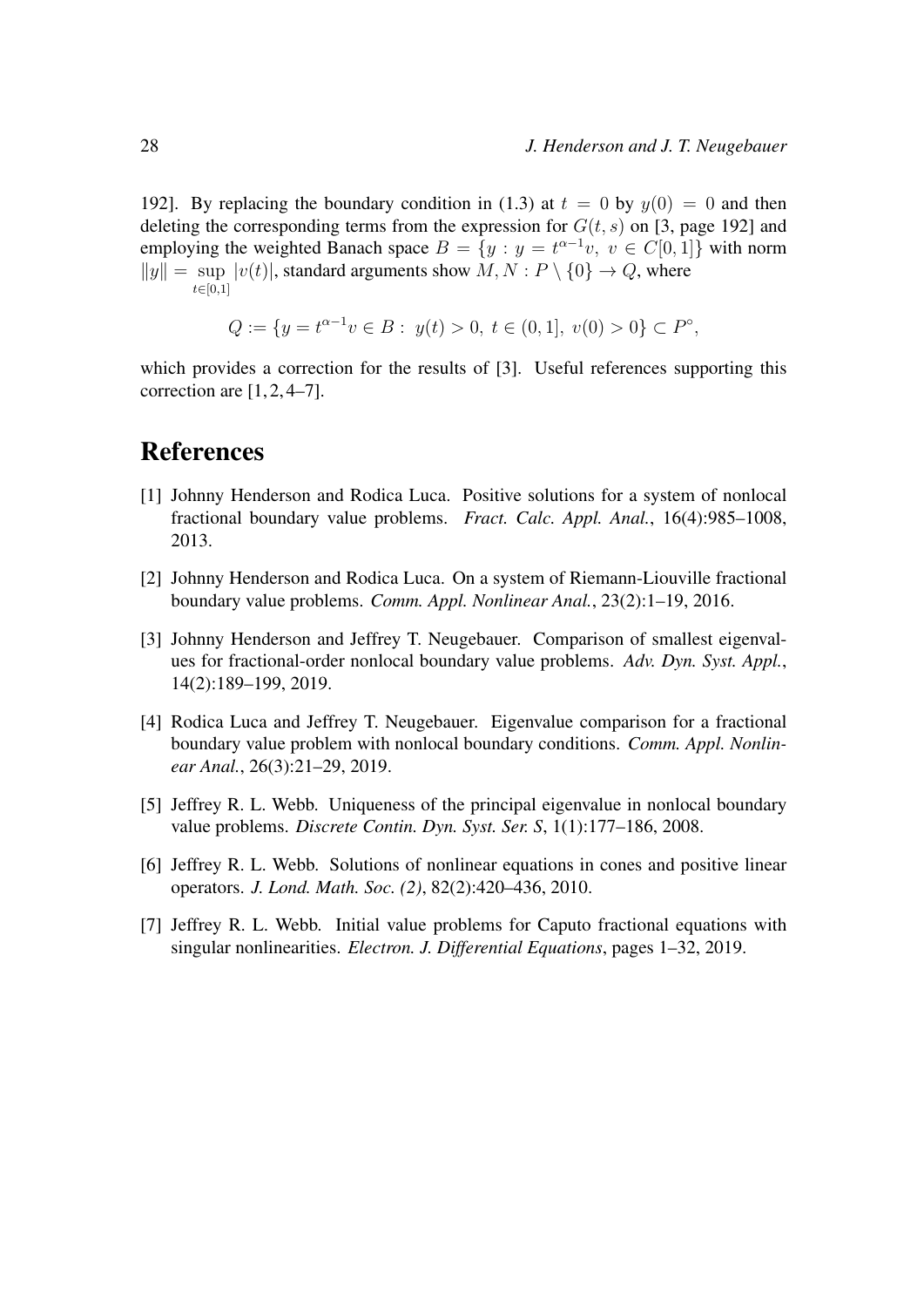192]. By replacing the boundary condition in (1.3) at $t = 0$ by $y(0) = 0$ and then deleting the corresponding terms from the expression for $G(t, s)$ on [3, page 192] and employing the weighted Banach space $B = \{y : y = t^{\alpha-1}v,\ v \in C[0, 1]\}$ with norm $\|y\| = \sup_{t\in[0,1]} |v(t)|$, standard arguments show $M, N : P \setminus \{0\} \to Q$, where

$$Q := \{y = t^{\alpha-1}v \in B :\ y(t) > 0,\ t \in (0, 1],\ v(0) > 0\} \subset P^{\circ},$$

which provides a correction for the results of [3]. Useful references supporting this correction are [1, 2, 4–7].

## References

[1] Johnny Henderson and Rodica Luca. Positive solutions for a system of nonlocal fractional boundary value problems. *Fract. Calc. Appl. Anal.*, 16(4):985–1008, 2013.

[2] Johnny Henderson and Rodica Luca. On a system of Riemann-Liouville fractional boundary value problems. *Comm. Appl. Nonlinear Anal.*, 23(2):1–19, 2016.

[3] Johnny Henderson and Jeffrey T. Neugebauer. Comparison of smallest eigenvalues for fractional-order nonlocal boundary value problems. *Adv. Dyn. Syst. Appl.*, 14(2):189–199, 2019.

[4] Rodica Luca and Jeffrey T. Neugebauer. Eigenvalue comparison for a fractional boundary value problem with nonlocal boundary conditions. *Comm. Appl. Nonlinear Anal.*, 26(3):21–29, 2019.

[5] Jeffrey R. L. Webb. Uniqueness of the principal eigenvalue in nonlocal boundary value problems. *Discrete Contin. Dyn. Syst. Ser. S*, 1(1):177–186, 2008.

[6] Jeffrey R. L. Webb. Solutions of nonlinear equations in cones and positive linear operators. *J. Lond. Math. Soc. (2)*, 82(2):420–436, 2010.

[7] Jeffrey R. L. Webb. Initial value problems for Caputo fractional equations with singular nonlinearities. *Electron. J. Differential Equations*, pages 1–32, 2019.